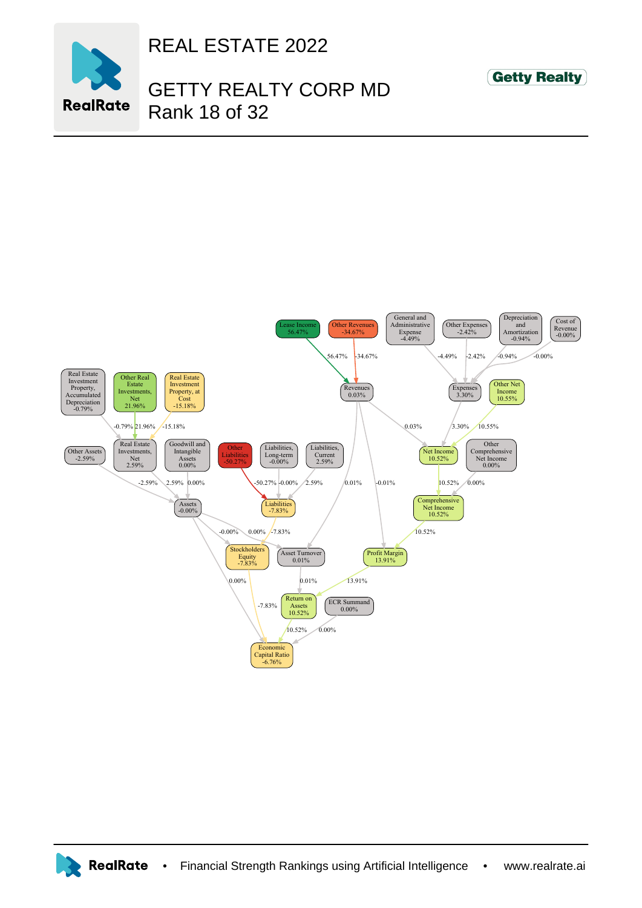# REAL ESTATE 2022

## GETTY REALTY CORP MD
Rank 18 of 32

Getty Realty

Lease Income
56.47%

Other Revenues
-34.67%

General and Administrative Expense
-4.49%

Other Expenses
-2.42%

Depreciation and Amortization
-0.94%

Cost of Revenue
-0.00%

56.47%

-34.67%

-4.49%

-2.42%

-0.94%

-0.00%

Revenues
0.03%

Expenses
3.30%

Other Net Income
10.55%

Real Estate Investment Property, Accumulated Depreciation
-0.79%

Other Real Estate Investments, Net
21.96%

Real Estate Investment Property, at Cost
-15.18%

-0.79%

21.96%

-15.18%

0.03%

3.30%

10.55%

Other Assets
-2.59%

Real Estate Investments, Net
2.59%

Goodwill and Intangible Assets
0.00%

Other Liabilities
-50.27%

Liabilities, Long-term
-0.00%

Liabilities, Current
2.59%

Net Income
10.52%

Other Comprehensive Net Income
0.00%

-2.59%

2.59%

0.00%

-50.27%

-0.00%

2.59%

0.01%

-0.01%

10.52%

0.00%

Assets
-0.00%

Liabilities
-7.83%

Comprehensive Net Income
10.52%

-0.00%

0.00%

-7.83%

10.52%

Stockholders Equity
-7.83%

Asset Turnover
0.01%

Profit Margin
13.91%

0.00%

0.01%

13.91%

-7.83%

Return on Assets
10.52%

ECR Summand
0.00%

10.52%

0.00%

Economic Capital Ratio
-6.76%

RealRate • Financial Strength Rankings using Artificial Intelligence • www.realrate.ai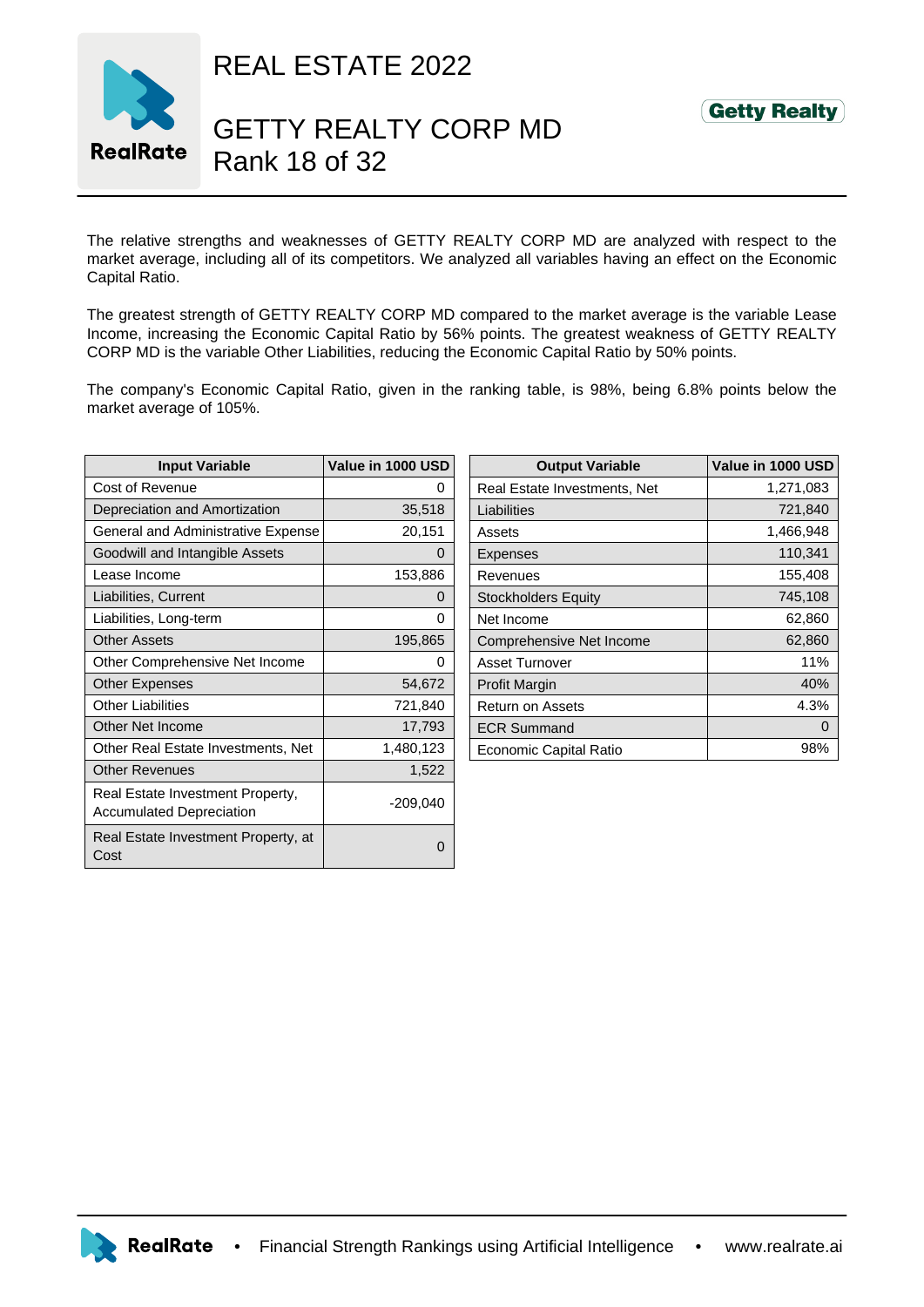# REAL ESTATE 2022

# GETTY REALTY CORP MD
Rank 18 of 32

The relative strengths and weaknesses of GETTY REALTY CORP MD are analyzed with respect to the market average, including all of its competitors. We analyzed all variables having an effect on the Economic Capital Ratio.

The greatest strength of GETTY REALTY CORP MD compared to the market average is the variable Lease Income, increasing the Economic Capital Ratio by 56% points. The greatest weakness of GETTY REALTY CORP MD is the variable Other Liabilities, reducing the Economic Capital Ratio by 50% points.

The company's Economic Capital Ratio, given in the ranking table, is 98%, being 6.8% points below the market average of 105%.

| Input Variable | Value in 1000 USD |
|---|---|
| Cost of Revenue | 0 |
| Depreciation and Amortization | 35,518 |
| General and Administrative Expense | 20,151 |
| Goodwill and Intangible Assets | 0 |
| Lease Income | 153,886 |
| Liabilities, Current | 0 |
| Liabilities, Long-term | 0 |
| Other Assets | 195,865 |
| Other Comprehensive Net Income | 0 |
| Other Expenses | 54,672 |
| Other Liabilities | 721,840 |
| Other Net Income | 17,793 |
| Other Real Estate Investments, Net | 1,480,123 |
| Other Revenues | 1,522 |
| Real Estate Investment Property, Accumulated Depreciation | -209,040 |
| Real Estate Investment Property, at Cost | 0 |

| Output Variable | Value in 1000 USD |
|---|---|
| Real Estate Investments, Net | 1,271,083 |
| Liabilities | 721,840 |
| Assets | 1,466,948 |
| Expenses | 110,341 |
| Revenues | 155,408 |
| Stockholders Equity | 745,108 |
| Net Income | 62,860 |
| Comprehensive Net Income | 62,860 |
| Asset Turnover | 11% |
| Profit Margin | 40% |
| Return on Assets | 4.3% |
| ECR Summand | 0 |
| Economic Capital Ratio | 98% |